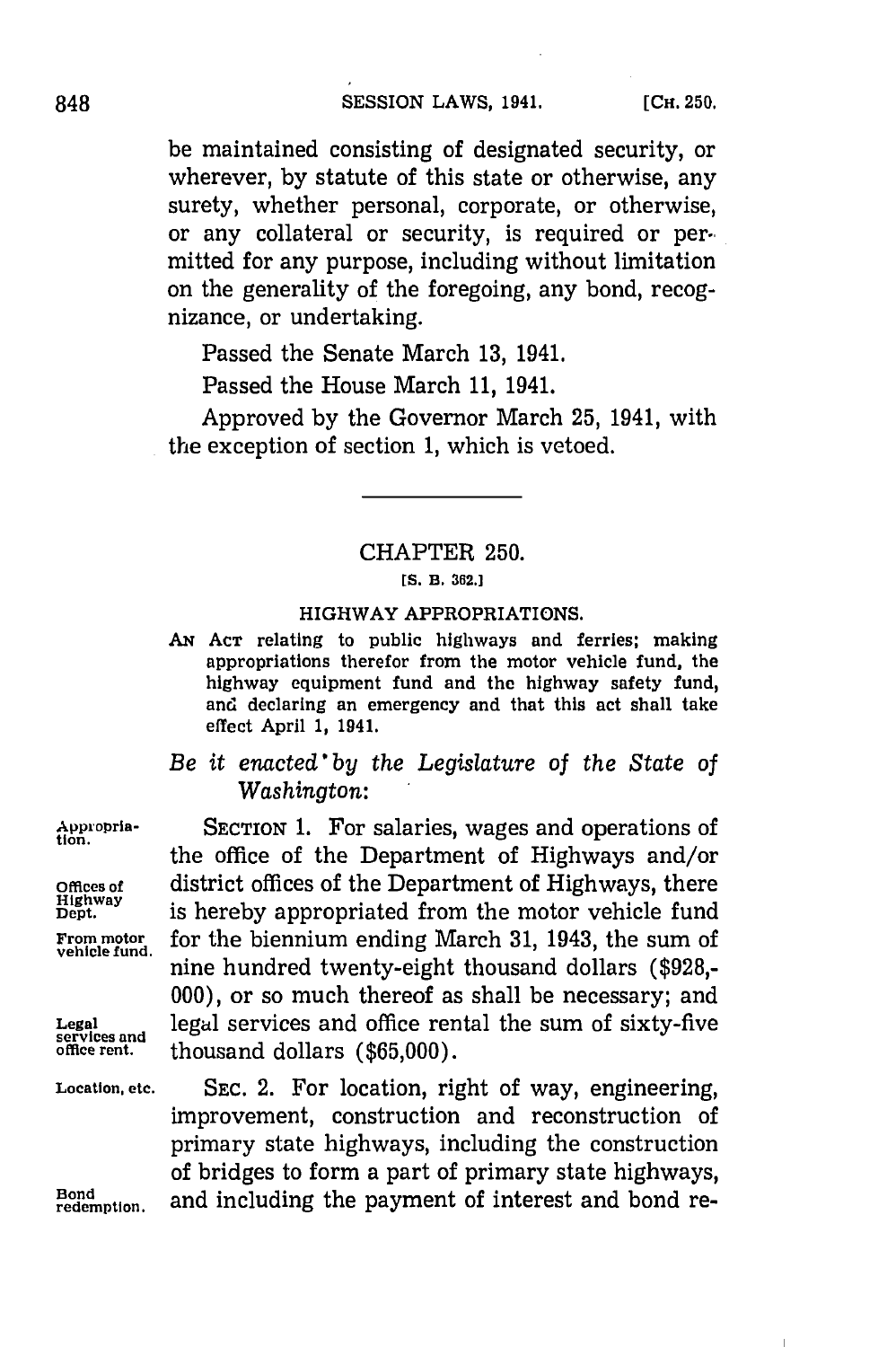be maintained consisting of designated security, or wherever, by statute of this state or otherwise, any surety, whether personal, corporate, or otherwise, or any collateral or security, is required or permitted for any purpose, including without limitation on the generality of the foregoing, any bond, recognizance, or undertaking.

Passed the Senate March 13, 1941.

Passed the House March 11, 1941.

Approved by the Governor March 25, 1941, with the exception of section 1, which is vetoed.

---

## CHAPTER 250.

[S. B. 362.]

### HIGHWAY APPROPRIATIONS.

AN ACT relating to public highways and ferries; making appropriations therefor from the motor vehicle fund, the highway equipment fund and the highway safety fund, and declaring an emergency and that this act shall take effect April 1, 1941.

*Be it enacted by the Legislature of the State of Washington:*

Appropriation. Offices of Highway Dept. From motor vehicle fund. SECTION 1. For salaries, wages and operations of the office of the Department of Highways and/or district offices of the Department of Highways, there is hereby appropriated from the motor vehicle fund for the biennium ending March 31, 1943, the sum of nine hundred twenty-eight thousand dollars ($928,000), or so much thereof as shall be necessary; and Legal services and office rent. legal services and office rental the sum of sixty-five thousand dollars ($65,000).

Location, etc. SEC. 2. For location, right of way, engineering, improvement, construction and reconstruction of primary state highways, including the construction of bridges to form a part of primary state highways, Bond redemption. and including the payment of interest and bond re-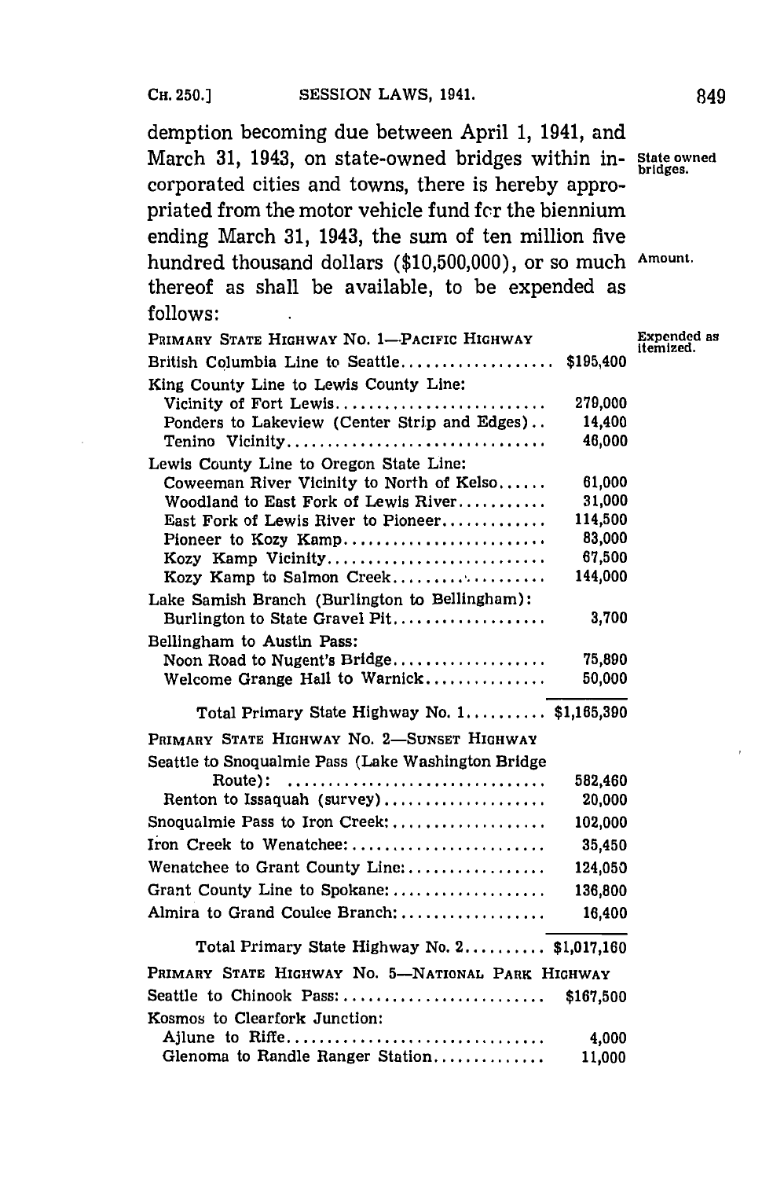demption becoming due between April 1, 1941, and March 31, 1943, on state-owned bridges within incorporated cities and towns, there is hereby appropriated from the motor vehicle fund for the biennium ending March 31, 1943, the sum of ten million five hundred thousand dollars ($10,500,000), or so much thereof as shall be available, to be expended as follows:

State owned bridges.

Amount.

Expended as itemized.

| | |
|---|---|
| PRIMARY STATE HIGHWAY NO. 1—PACIFIC HIGHWAY | |
| British Columbia Line to Seattle | $195,400 |
| King County Line to Lewis County Line: | |
| Vicinity of Fort Lewis | 279,000 |
| Ponders to Lakeview (Center Strip and Edges) | 14,400 |
| Tenino Vicinity | 46,000 |
| Lewis County Line to Oregon State Line: | |
| Coweeman River Vicinity to North of Kelso | 61,000 |
| Woodland to East Fork of Lewis River | 31,000 |
| East Fork of Lewis River to Pioneer | 114,500 |
| Pioneer to Kozy Kamp | 83,000 |
| Kozy Kamp Vicinity | 67,500 |
| Kozy Kamp to Salmon Creek | 144,000 |
| Lake Samish Branch (Burlington to Bellingham): | |
| Burlington to State Gravel Pit | 3,700 |
| Bellingham to Austin Pass: | |
| Noon Road to Nugent's Bridge | 75,890 |
| Welcome Grange Hall to Warnick | 50,000 |
| Total Primary State Highway No. 1 | $1,165,390 |
| PRIMARY STATE HIGHWAY NO. 2—SUNSET HIGHWAY | |
| Seattle to Snoqualmie Pass (Lake Washington Bridge Route): | 582,460 |
| Renton to Issaquah (survey) | 20,000 |
| Snoqualmie Pass to Iron Creek: | 102,000 |
| Iron Creek to Wenatchee: | 35,450 |
| Wenatchee to Grant County Line: | 124,050 |
| Grant County Line to Spokane: | 136,800 |
| Almira to Grand Coulee Branch: | 16,400 |
| Total Primary State Highway No. 2 | $1,017,160 |
| PRIMARY STATE HIGHWAY NO. 5—NATIONAL PARK HIGHWAY | |
| Seattle to Chinook Pass: | $167,500 |
| Kosmos to Clearfork Junction: | |
| Ajlune to Riffe | 4,000 |
| Glenoma to Randle Ranger Station | 11,000 |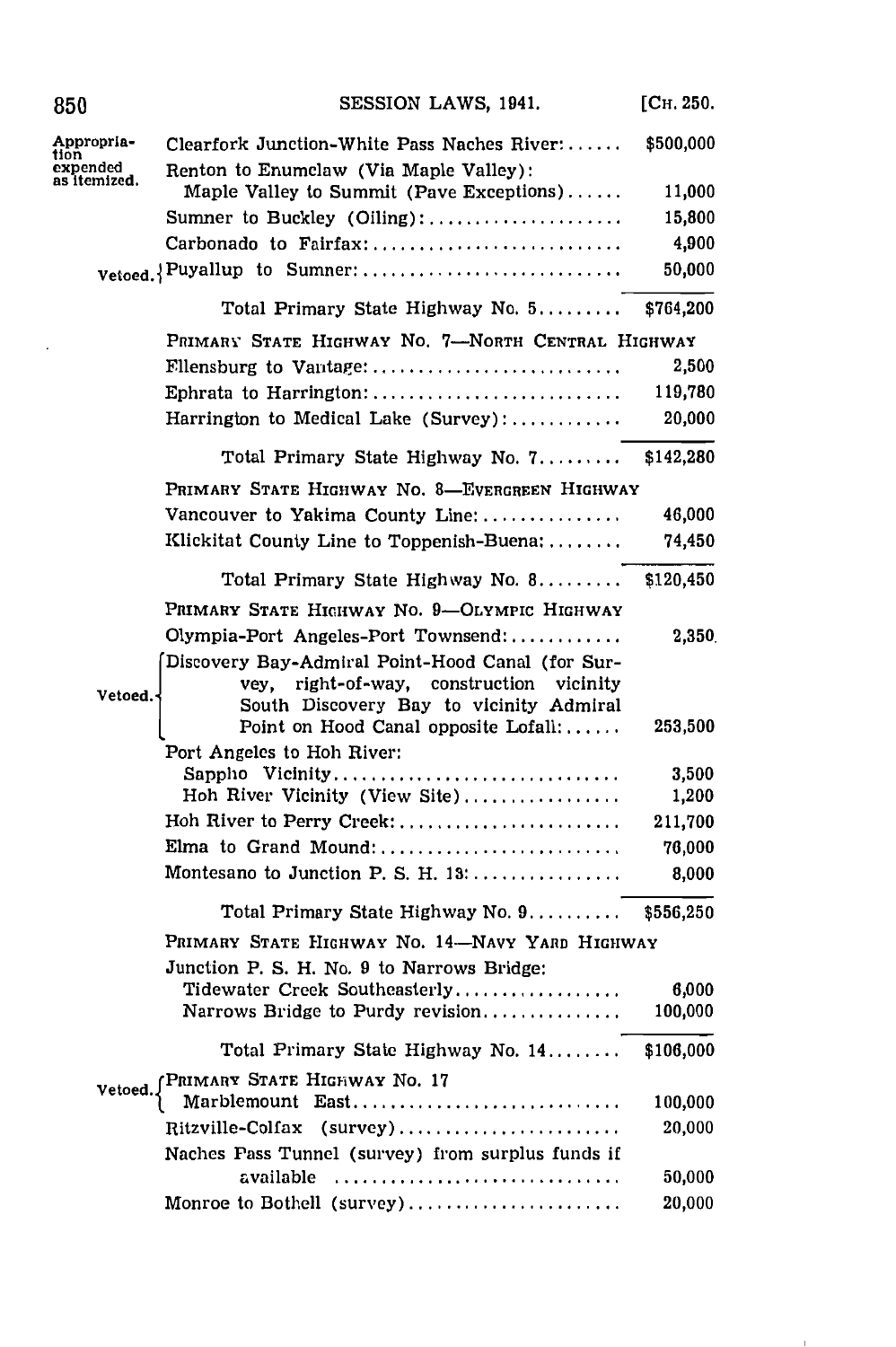| | | |
|---|---|---|
| Appropriation expended as itemized. | Clearfork Junction-White Pass Naches River:...... | $500,000 |
| | Renton to Enumclaw (Via Maple Valley): | |
| | Maple Valley to Summit (Pave Exceptions)...... | 11,000 |
| | Sumner to Buckley (Oiling):...................... | 15,800 |
| | Carbonado to Fairfax:........................... | 4,900 |
| Vetoed. | Puyallup to Sumner:............................ | 50,000 |
| | Total Primary State Highway No. 5......... | $764,200 |
| | PRIMARY STATE HIGHWAY NO. 7—NORTH CENTRAL HIGHWAY | |
| | Ellensburg to Vantage:........................... | 2,500 |
| | Ephrata to Harrington:........................... | 119,780 |
| | Harrington to Medical Lake (Survey):............ | 20,000 |
| | Total Primary State Highway No. 7......... | $142,280 |
| | PRIMARY STATE HIGHWAY NO. 8—EVERGREEN HIGHWAY | |
| | Vancouver to Yakima County Line:............... | 46,000 |
| | Klickitat County Line to Toppenish-Buena:........ | 74,450 |
| | Total Primary State Highway No. 8......... | $120,450 |
| | PRIMARY STATE HIGHWAY NO. 9—OLYMPIC HIGHWAY | |
| | Olympia-Port Angeles-Port Townsend:............ | 2,350 |
| Vetoed. | Discovery Bay-Admiral Point-Hood Canal (for Survey, right-of-way, construction vicinity South Discovery Bay to vicinity Admiral Point on Hood Canal opposite Lofall:...... | 253,500 |
| | Port Angeles to Hoh River: | |
| | Sappho Vicinity.............................. | 3,500 |
| | Hoh River Vicinity (View Site)................ | 1,200 |
| | Hoh River to Perry Creek:....................... | 211,700 |
| | Elma to Grand Mound:.......................... | 76,000 |
| | Montesano to Junction P. S. H. 13:................ | 8,000 |
| | Total Primary State Highway No. 9.......... | $556,250 |
| | PRIMARY STATE HIGHWAY NO. 14—NAVY YARD HIGHWAY | |
| | Junction P. S. H. No. 9 to Narrows Bridge: | |
| | Tidewater Creek Southeasterly.................. | 6,000 |
| | Narrows Bridge to Purdy revision............... | 100,000 |
| | Total Primary State Highway No. 14........ | $106,000 |
| Vetoed. | PRIMARY STATE HIGHWAY NO. 17 Marblemount East............................ | 100,000 |
| | Ritzville-Colfax (survey)........................ | 20,000 |
| | Naches Pass Tunnel (survey) from surplus funds if available .............................. | 50,000 |
| | Monroe to Bothell (survey)....................... | 20,000 |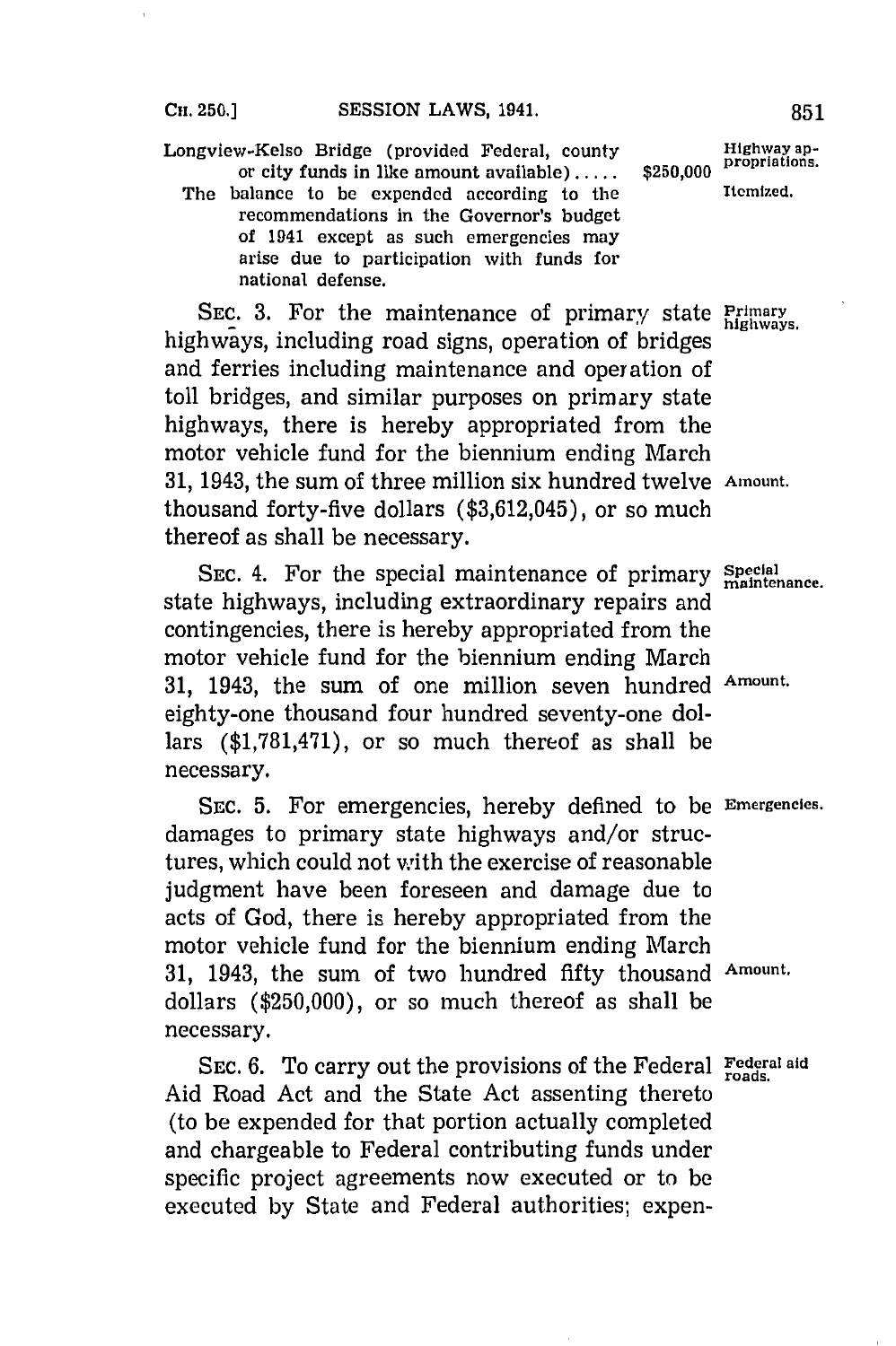Longview-Kelso Bridge (provided Federal, county or city funds in like amount available) ..... $250,000

Highway appropriations. Itemized.

The balance to be expended according to the recommendations in the Governor's budget of 1941 except as such emergencies may arise due to participation with funds for national defense.

Primary highways.

SEC. 3. For the maintenance of primary state highways, including road signs, operation of bridges and ferries including maintenance and operation of toll bridges, and similar purposes on primary state highways, there is hereby appropriated from the motor vehicle fund for the biennium ending March 31, 1943, the sum of three million six hundred twelve thousand forty-five dollars ($3,612,045), or so much thereof as shall be necessary.

Amount.

Special maintenance.

SEC. 4. For the special maintenance of primary state highways, including extraordinary repairs and contingencies, there is hereby appropriated from the motor vehicle fund for the biennium ending March 31, 1943, the sum of one million seven hundred eighty-one thousand four hundred seventy-one dollars ($1,781,471), or so much thereof as shall be necessary.

Amount.

Emergencies.

SEC. 5. For emergencies, hereby defined to be damages to primary state highways and/or structures, which could not with the exercise of reasonable judgment have been foreseen and damage due to acts of God, there is hereby appropriated from the motor vehicle fund for the biennium ending March 31, 1943, the sum of two hundred fifty thousand dollars ($250,000), or so much thereof as shall be necessary.

Amount.

Federal aid roads.

SEC. 6. To carry out the provisions of the Federal Aid Road Act and the State Act assenting thereto (to be expended for that portion actually completed and chargeable to Federal contributing funds under specific project agreements now executed or to be executed by State and Federal authorities; expen-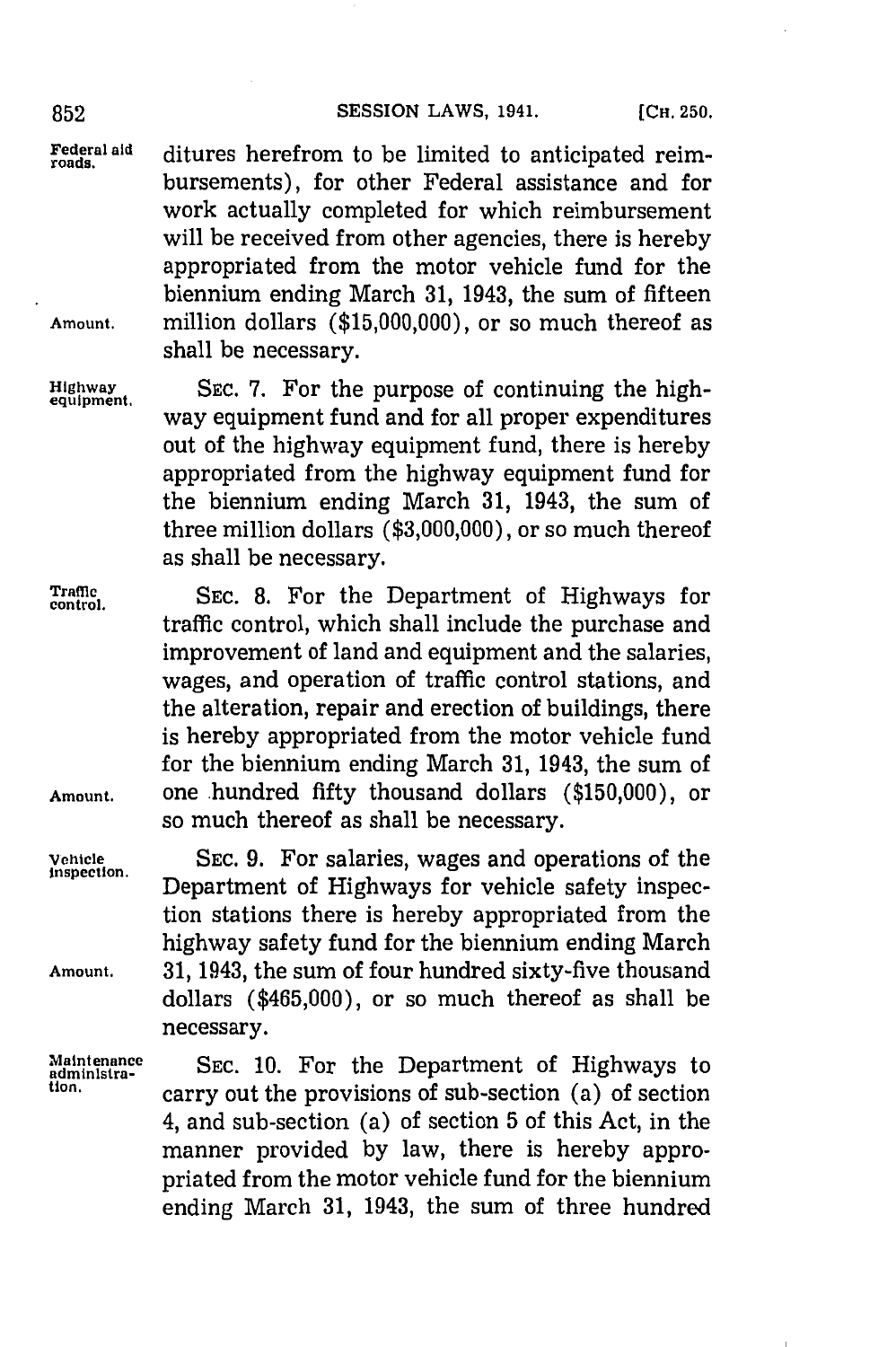Federal aid roads.

ditures herefrom to be limited to anticipated reimbursements), for other Federal assistance and for work actually completed for which reimbursement will be received from other agencies, there is hereby appropriated from the motor vehicle fund for the biennium ending March 31, 1943, the sum of fifteen million dollars ($15,000,000), or so much thereof as shall be necessary.

Amount.

Highway equipment.

SEC. 7. For the purpose of continuing the highway equipment fund and for all proper expenditures out of the highway equipment fund, there is hereby appropriated from the highway equipment fund for the biennium ending March 31, 1943, the sum of three million dollars ($3,000,000), or so much thereof as shall be necessary.

Traffic control.

SEC. 8. For the Department of Highways for traffic control, which shall include the purchase and improvement of land and equipment and the salaries, wages, and operation of traffic control stations, and the alteration, repair and erection of buildings, there is hereby appropriated from the motor vehicle fund for the biennium ending March 31, 1943, the sum of one hundred fifty thousand dollars ($150,000), or so much thereof as shall be necessary.

Amount.

Vehicle inspection.

SEC. 9. For salaries, wages and operations of the Department of Highways for vehicle safety inspection stations there is hereby appropriated from the highway safety fund for the biennium ending March 31, 1943, the sum of four hundred sixty-five thousand dollars ($465,000), or so much thereof as shall be necessary.

Amount.

Maintenance administration.

SEC. 10. For the Department of Highways to carry out the provisions of sub-section (a) of section 4, and sub-section (a) of section 5 of this Act, in the manner provided by law, there is hereby appropriated from the motor vehicle fund for the biennium ending March 31, 1943, the sum of three hundred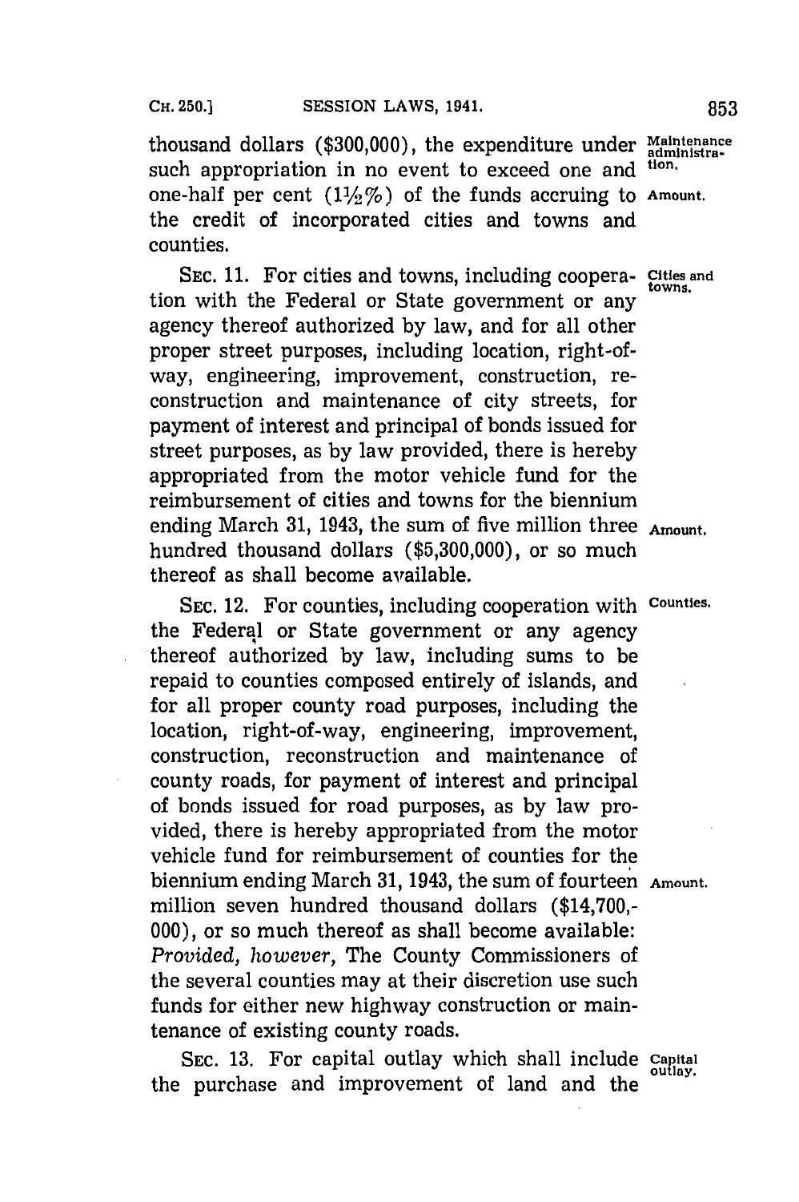thousand dollars ($300,000), the expenditure under such appropriation in no event to exceed one and one-half per cent (1½%) of the funds accruing to the credit of incorporated cities and towns and counties.

*Maintenance administration.*

*Amount.*

SEC. 11. For cities and towns, including cooperation with the Federal or State government or any agency thereof authorized by law, and for all other proper street purposes, including location, right-of-way, engineering, improvement, construction, reconstruction and maintenance of city streets, for payment of interest and principal of bonds issued for street purposes, as by law provided, there is hereby appropriated from the motor vehicle fund for the reimbursement of cities and towns for the biennium ending March 31, 1943, the sum of five million three hundred thousand dollars ($5,300,000), or so much thereof as shall become available.

*Cities and towns.*

*Amount.*

SEC. 12. For counties, including cooperation with the Federal or State government or any agency thereof authorized by law, including sums to be repaid to counties composed entirely of islands, and for all proper county road purposes, including the location, right-of-way, engineering, improvement, construction, reconstruction and maintenance of county roads, for payment of interest and principal of bonds issued for road purposes, as by law provided, there is hereby appropriated from the motor vehicle fund for reimbursement of counties for the biennium ending March 31, 1943, the sum of fourteen million seven hundred thousand dollars ($14,700,000), or so much thereof as shall become available: *Provided, however,* The County Commissioners of the several counties may at their discretion use such funds for either new highway construction or maintenance of existing county roads.

*Counties.*

*Amount.*

SEC. 13. For capital outlay which shall include the purchase and improvement of land and the

*Capital outlay.*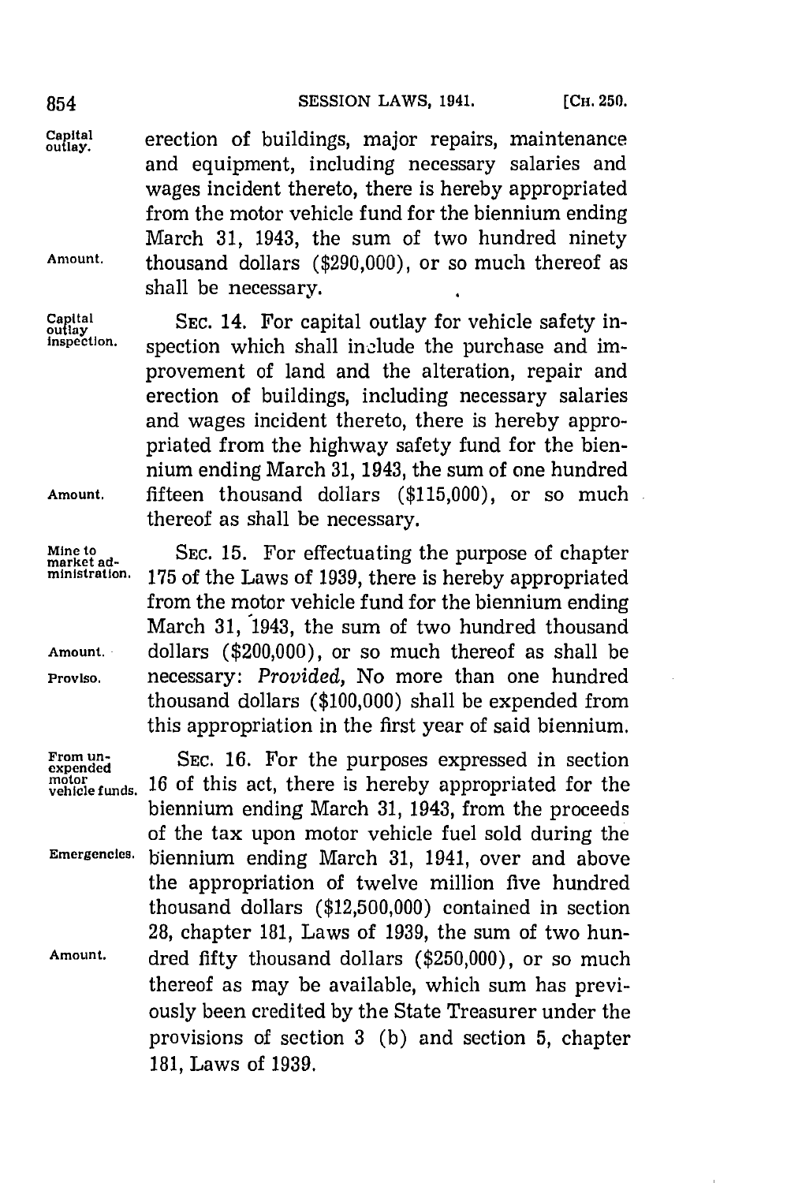erection of buildings, major repairs, maintenance and equipment, including necessary salaries and wages incident thereto, there is hereby appropriated from the motor vehicle fund for the biennium ending March 31, 1943, the sum of two hundred ninety thousand dollars ($290,000), or so much thereof as shall be necessary.

SEC. 14. For capital outlay for vehicle safety inspection which shall include the purchase and improvement of land and the alteration, repair and erection of buildings, including necessary salaries and wages incident thereto, there is hereby appropriated from the highway safety fund for the biennium ending March 31, 1943, the sum of one hundred fifteen thousand dollars ($115,000), or so much thereof as shall be necessary.

SEC. 15. For effectuating the purpose of chapter 175 of the Laws of 1939, there is hereby appropriated from the motor vehicle fund for the biennium ending March 31, 1943, the sum of two hundred thousand dollars ($200,000), or so much thereof as shall be necessary: *Provided,* No more than one hundred thousand dollars ($100,000) shall be expended from this appropriation in the first year of said biennium.

SEC. 16. For the purposes expressed in section 16 of this act, there is hereby appropriated for the biennium ending March 31, 1943, from the proceeds of the tax upon motor vehicle fuel sold during the biennium ending March 31, 1941, over and above the appropriation of twelve million five hundred thousand dollars ($12,500,000) contained in section 28, chapter 181, Laws of 1939, the sum of two hundred fifty thousand dollars ($250,000), or so much thereof as may be available, which sum has previously been credited by the State Treasurer under the provisions of section 3 (b) and section 5, chapter 181, Laws of 1939.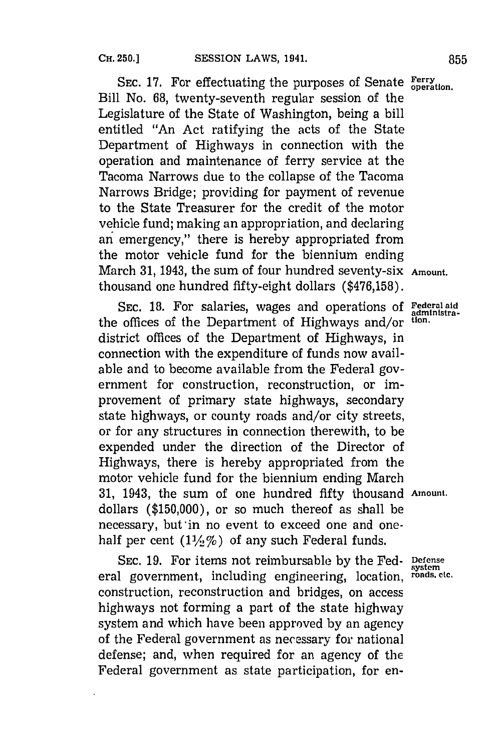SEC. 17. For effectuating the purposes of Senate Bill No. 68, twenty-seventh regular session of the Legislature of the State of Washington, being a bill entitled "An Act ratifying the acts of the State Department of Highways in connection with the operation and maintenance of ferry service at the Tacoma Narrows due to the collapse of the Tacoma Narrows Bridge; providing for payment of revenue to the State Treasurer for the credit of the motor vehicle fund; making an appropriation, and declaring an emergency," there is hereby appropriated from the motor vehicle fund for the biennium ending March 31, 1943, the sum of four hundred seventy-six thousand one hundred fifty-eight dollars ($476,158).

Ferry operation.

Amount.

SEC. 18. For salaries, wages and operations of the offices of the Department of Highways and/or district offices of the Department of Highways, in connection with the expenditure of funds now available and to become available from the Federal government for construction, reconstruction, or improvement of primary state highways, secondary state highways, or county roads and/or city streets, or for any structures in connection therewith, to be expended under the direction of the Director of Highways, there is hereby appropriated from the motor vehicle fund for the biennium ending March 31, 1943, the sum of one hundred fifty thousand dollars ($150,000), or so much thereof as shall be necessary, but in no event to exceed one and one-half per cent (1½%) of any such Federal funds.

Federal aid administration.

Amount.

SEC. 19. For items not reimbursable by the Federal government, including engineering, location, construction, reconstruction and bridges, on access highways not forming a part of the state highway system and which have been approved by an agency of the Federal government as necessary for national defense; and, when required for an agency of the Federal government as state participation, for en-

Defense system roads, etc.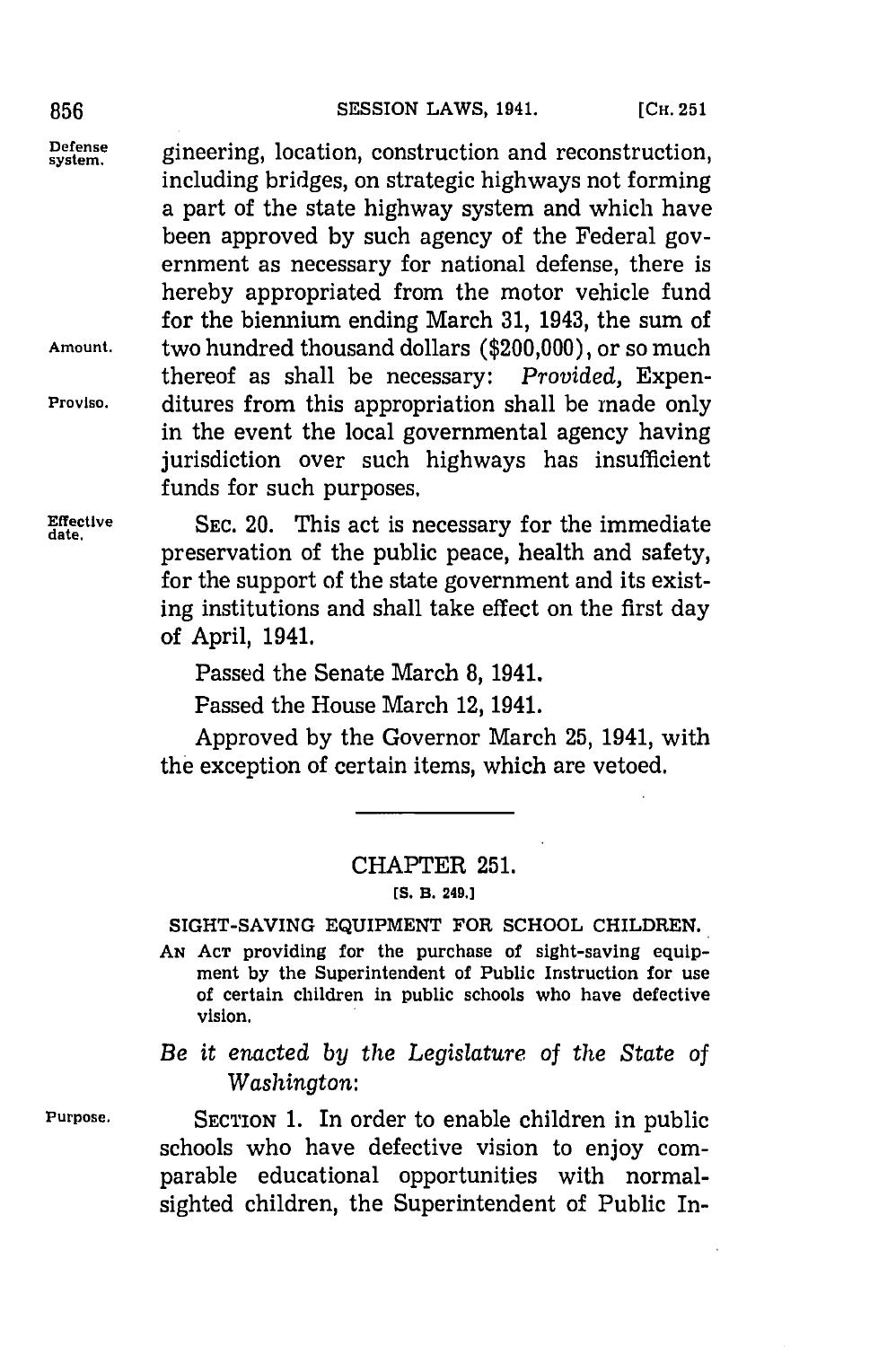gineering, location, construction and reconstruction, including bridges, on strategic highways not forming a part of the state highway system and which have been approved by such agency of the Federal government as necessary for national defense, there is hereby appropriated from the motor vehicle fund for the biennium ending March 31, 1943, the sum of two hundred thousand dollars ($200,000), or so much thereof as shall be necessary: *Provided,* Expenditures from this appropriation shall be made only in the event the local governmental agency having jurisdiction over such highways has insufficient funds for such purposes.

Defense system. Amount. Proviso.

SEC. 20. This act is necessary for the immediate preservation of the public peace, health and safety, for the support of the state government and its existing institutions and shall take effect on the first day of April, 1941.

Effective date.

Passed the Senate March 8, 1941.

Passed the House March 12, 1941.

Approved by the Governor March 25, 1941, with the exception of certain items, which are vetoed.

---

## CHAPTER 251.

[S. B. 249.]

### SIGHT-SAVING EQUIPMENT FOR SCHOOL CHILDREN.

AN ACT providing for the purchase of sight-saving equipment by the Superintendent of Public Instruction for use of certain children in public schools who have defective vision.

*Be it enacted by the Legislature of the State of Washington:*

Purpose.

SECTION 1. In order to enable children in public schools who have defective vision to enjoy comparable educational opportunities with normal-sighted children, the Superintendent of Public In-